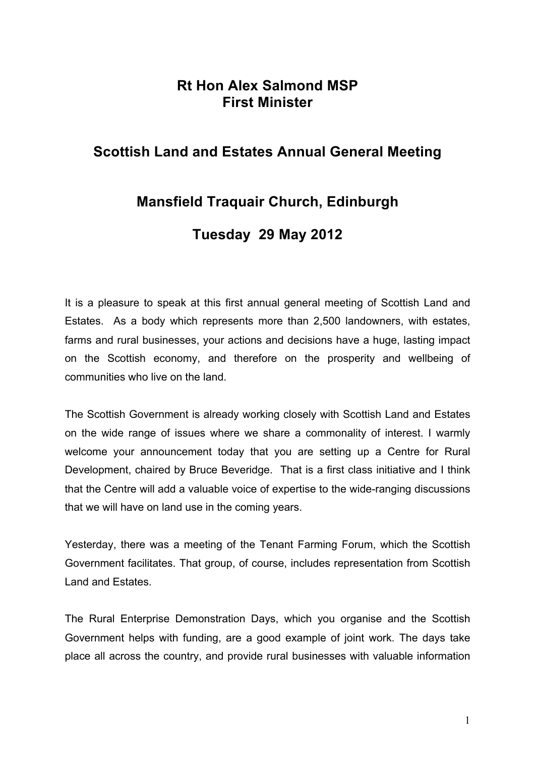# Rt Hon Alex Salmond MSP
# First Minister

## Scottish Land and Estates Annual General Meeting

## Mansfield Traquair Church, Edinburgh

## Tuesday 29 May 2012

It is a pleasure to speak at this first annual general meeting of Scottish Land and Estates. As a body which represents more than 2,500 landowners, with estates, farms and rural businesses, your actions and decisions have a huge, lasting impact on the Scottish economy, and therefore on the prosperity and wellbeing of communities who live on the land.

The Scottish Government is already working closely with Scottish Land and Estates on the wide range of issues where we share a commonality of interest. I warmly welcome your announcement today that you are setting up a Centre for Rural Development, chaired by Bruce Beveridge. That is a first class initiative and I think that the Centre will add a valuable voice of expertise to the wide-ranging discussions that we will have on land use in the coming years.

Yesterday, there was a meeting of the Tenant Farming Forum, which the Scottish Government facilitates. That group, of course, includes representation from Scottish Land and Estates.

The Rural Enterprise Demonstration Days, which you organise and the Scottish Government helps with funding, are a good example of joint work. The days take place all across the country, and provide rural businesses with valuable information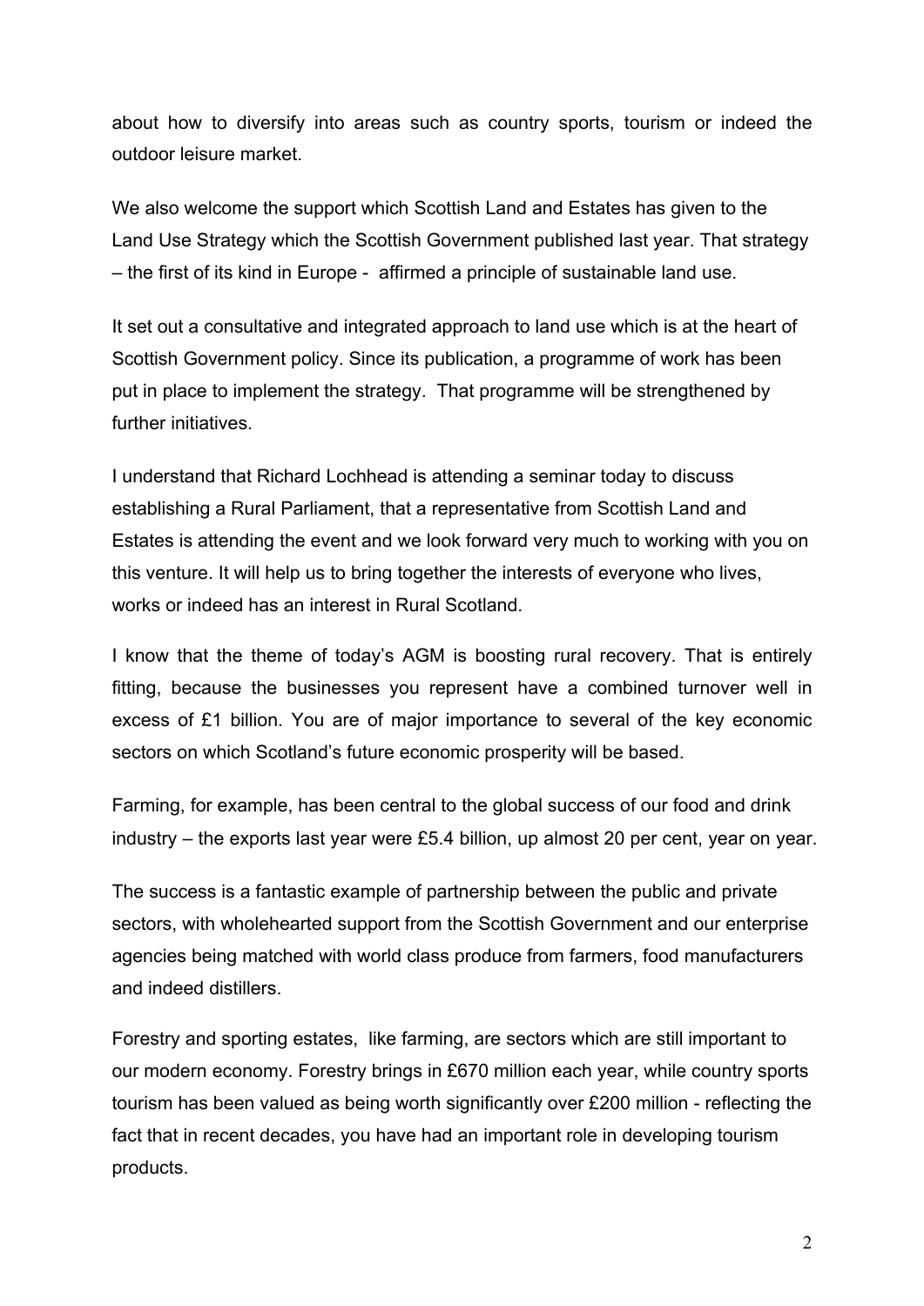about how to diversify into areas such as country sports, tourism or indeed the outdoor leisure market.

We also welcome the support which Scottish Land and Estates has given to the Land Use Strategy which the Scottish Government published last year. That strategy – the first of its kind in Europe - affirmed a principle of sustainable land use.

It set out a consultative and integrated approach to land use which is at the heart of Scottish Government policy. Since its publication, a programme of work has been put in place to implement the strategy. That programme will be strengthened by further initiatives.

I understand that Richard Lochhead is attending a seminar today to discuss establishing a Rural Parliament, that a representative from Scottish Land and Estates is attending the event and we look forward very much to working with you on this venture. It will help us to bring together the interests of everyone who lives, works or indeed has an interest in Rural Scotland.

I know that the theme of today's AGM is boosting rural recovery. That is entirely fitting, because the businesses you represent have a combined turnover well in excess of £1 billion. You are of major importance to several of the key economic sectors on which Scotland's future economic prosperity will be based.

Farming, for example, has been central to the global success of our food and drink industry – the exports last year were £5.4 billion, up almost 20 per cent, year on year.

The success is a fantastic example of partnership between the public and private sectors, with wholehearted support from the Scottish Government and our enterprise agencies being matched with world class produce from farmers, food manufacturers and indeed distillers.

Forestry and sporting estates, like farming, are sectors which are still important to our modern economy. Forestry brings in £670 million each year, while country sports tourism has been valued as being worth significantly over £200 million - reflecting the fact that in recent decades, you have had an important role in developing tourism products.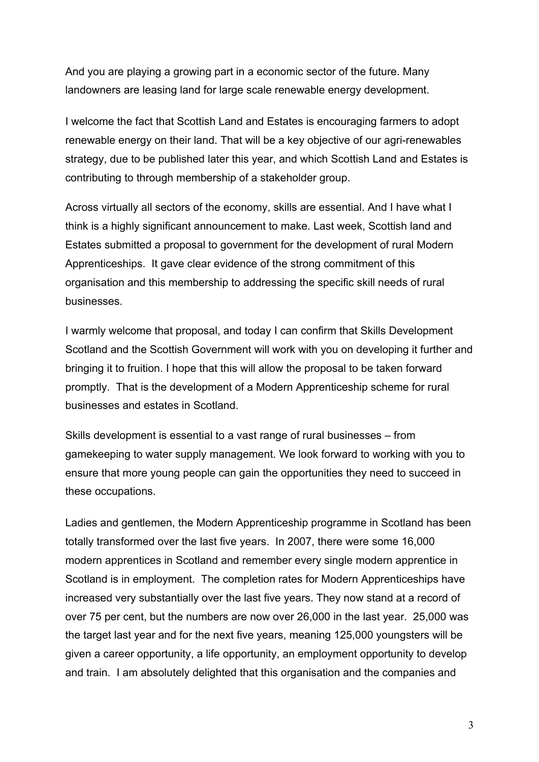And you are playing a growing part in a economic sector of the future. Many landowners are leasing land for large scale renewable energy development.

I welcome the fact that Scottish Land and Estates is encouraging farmers to adopt renewable energy on their land. That will be a key objective of our agri-renewables strategy, due to be published later this year, and which Scottish Land and Estates is contributing to through membership of a stakeholder group.

Across virtually all sectors of the economy, skills are essential. And I have what I think is a highly significant announcement to make. Last week, Scottish land and Estates submitted a proposal to government for the development of rural Modern Apprenticeships. It gave clear evidence of the strong commitment of this organisation and this membership to addressing the specific skill needs of rural businesses.

I warmly welcome that proposal, and today I can confirm that Skills Development Scotland and the Scottish Government will work with you on developing it further and bringing it to fruition. I hope that this will allow the proposal to be taken forward promptly. That is the development of a Modern Apprenticeship scheme for rural businesses and estates in Scotland.

Skills development is essential to a vast range of rural businesses – from gamekeeping to water supply management. We look forward to working with you to ensure that more young people can gain the opportunities they need to succeed in these occupations.

Ladies and gentlemen, the Modern Apprenticeship programme in Scotland has been totally transformed over the last five years. In 2007, there were some 16,000 modern apprentices in Scotland and remember every single modern apprentice in Scotland is in employment. The completion rates for Modern Apprenticeships have increased very substantially over the last five years. They now stand at a record of over 75 per cent, but the numbers are now over 26,000 in the last year. 25,000 was the target last year and for the next five years, meaning 125,000 youngsters will be given a career opportunity, a life opportunity, an employment opportunity to develop and train. I am absolutely delighted that this organisation and the companies and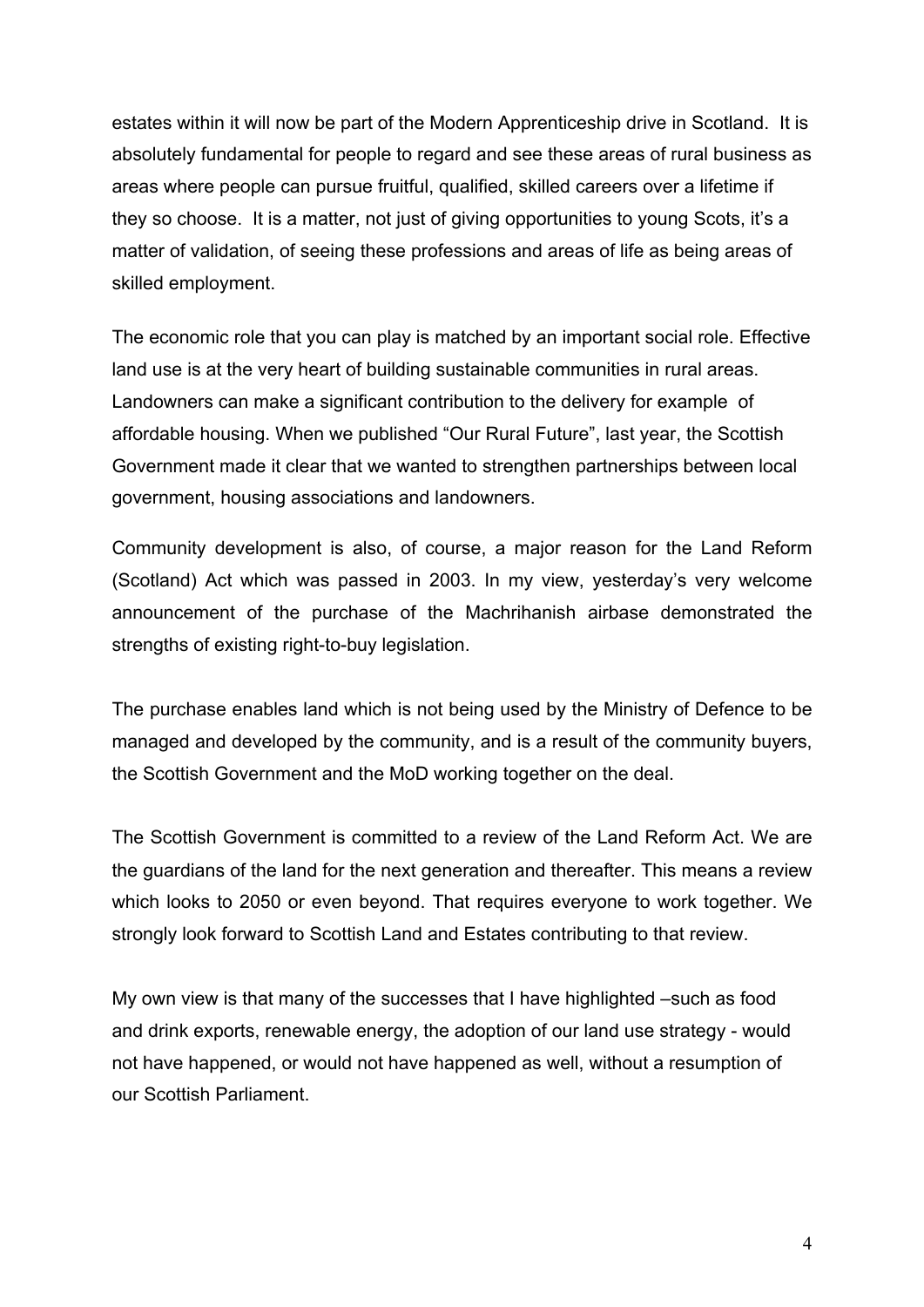estates within it will now be part of the Modern Apprenticeship drive in Scotland. It is absolutely fundamental for people to regard and see these areas of rural business as areas where people can pursue fruitful, qualified, skilled careers over a lifetime if they so choose. It is a matter, not just of giving opportunities to young Scots, it's a matter of validation, of seeing these professions and areas of life as being areas of skilled employment.

The economic role that you can play is matched by an important social role. Effective land use is at the very heart of building sustainable communities in rural areas. Landowners can make a significant contribution to the delivery for example of affordable housing. When we published "Our Rural Future", last year, the Scottish Government made it clear that we wanted to strengthen partnerships between local government, housing associations and landowners.

Community development is also, of course, a major reason for the Land Reform (Scotland) Act which was passed in 2003. In my view, yesterday's very welcome announcement of the purchase of the Machrihanish airbase demonstrated the strengths of existing right-to-buy legislation.

The purchase enables land which is not being used by the Ministry of Defence to be managed and developed by the community, and is a result of the community buyers, the Scottish Government and the MoD working together on the deal.

The Scottish Government is committed to a review of the Land Reform Act. We are the guardians of the land for the next generation and thereafter. This means a review which looks to 2050 or even beyond. That requires everyone to work together. We strongly look forward to Scottish Land and Estates contributing to that review.

My own view is that many of the successes that I have highlighted –such as food and drink exports, renewable energy, the adoption of our land use strategy - would not have happened, or would not have happened as well, without a resumption of our Scottish Parliament.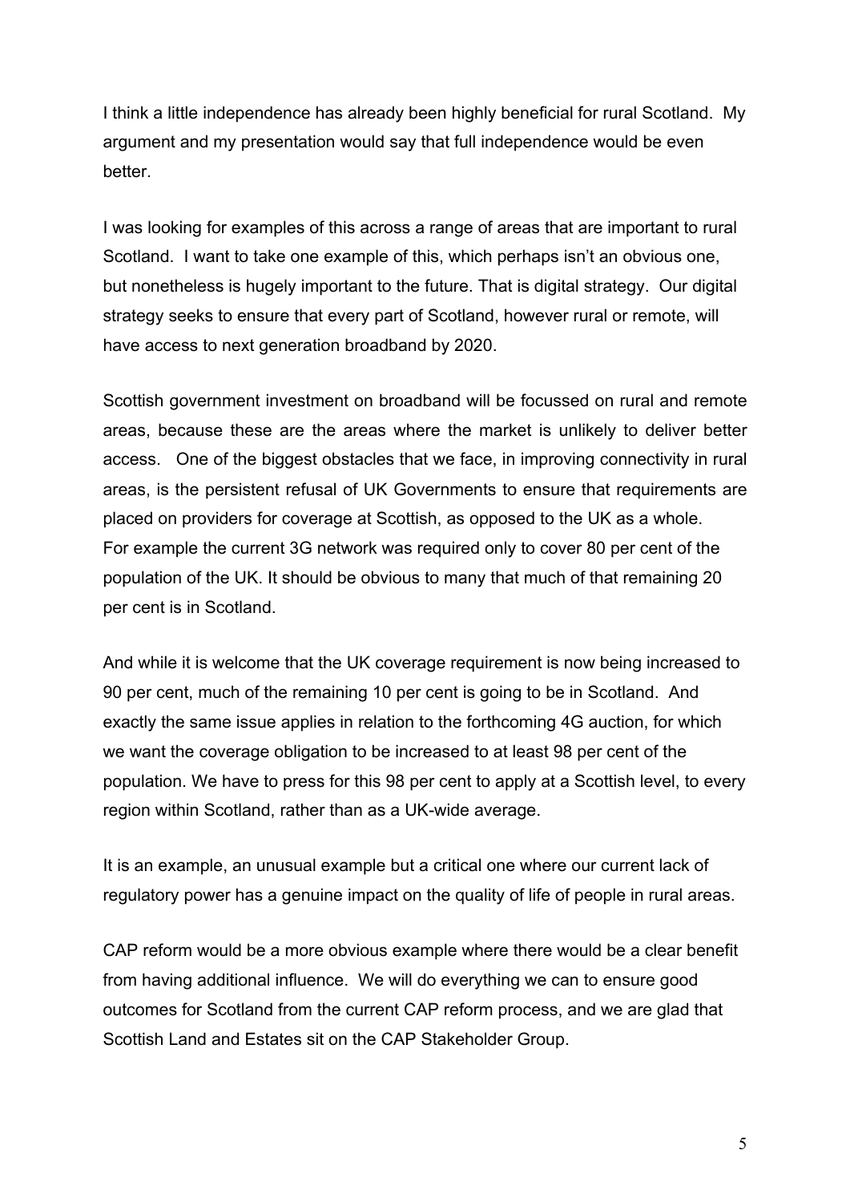I think a little independence has already been highly beneficial for rural Scotland. My argument and my presentation would say that full independence would be even better.

I was looking for examples of this across a range of areas that are important to rural Scotland. I want to take one example of this, which perhaps isn't an obvious one, but nonetheless is hugely important to the future. That is digital strategy. Our digital strategy seeks to ensure that every part of Scotland, however rural or remote, will have access to next generation broadband by 2020.

Scottish government investment on broadband will be focussed on rural and remote areas, because these are the areas where the market is unlikely to deliver better access. One of the biggest obstacles that we face, in improving connectivity in rural areas, is the persistent refusal of UK Governments to ensure that requirements are placed on providers for coverage at Scottish, as opposed to the UK as a whole. For example the current 3G network was required only to cover 80 per cent of the population of the UK. It should be obvious to many that much of that remaining 20 per cent is in Scotland.

And while it is welcome that the UK coverage requirement is now being increased to 90 per cent, much of the remaining 10 per cent is going to be in Scotland. And exactly the same issue applies in relation to the forthcoming 4G auction, for which we want the coverage obligation to be increased to at least 98 per cent of the population. We have to press for this 98 per cent to apply at a Scottish level, to every region within Scotland, rather than as a UK-wide average.

It is an example, an unusual example but a critical one where our current lack of regulatory power has a genuine impact on the quality of life of people in rural areas.

CAP reform would be a more obvious example where there would be a clear benefit from having additional influence. We will do everything we can to ensure good outcomes for Scotland from the current CAP reform process, and we are glad that Scottish Land and Estates sit on the CAP Stakeholder Group.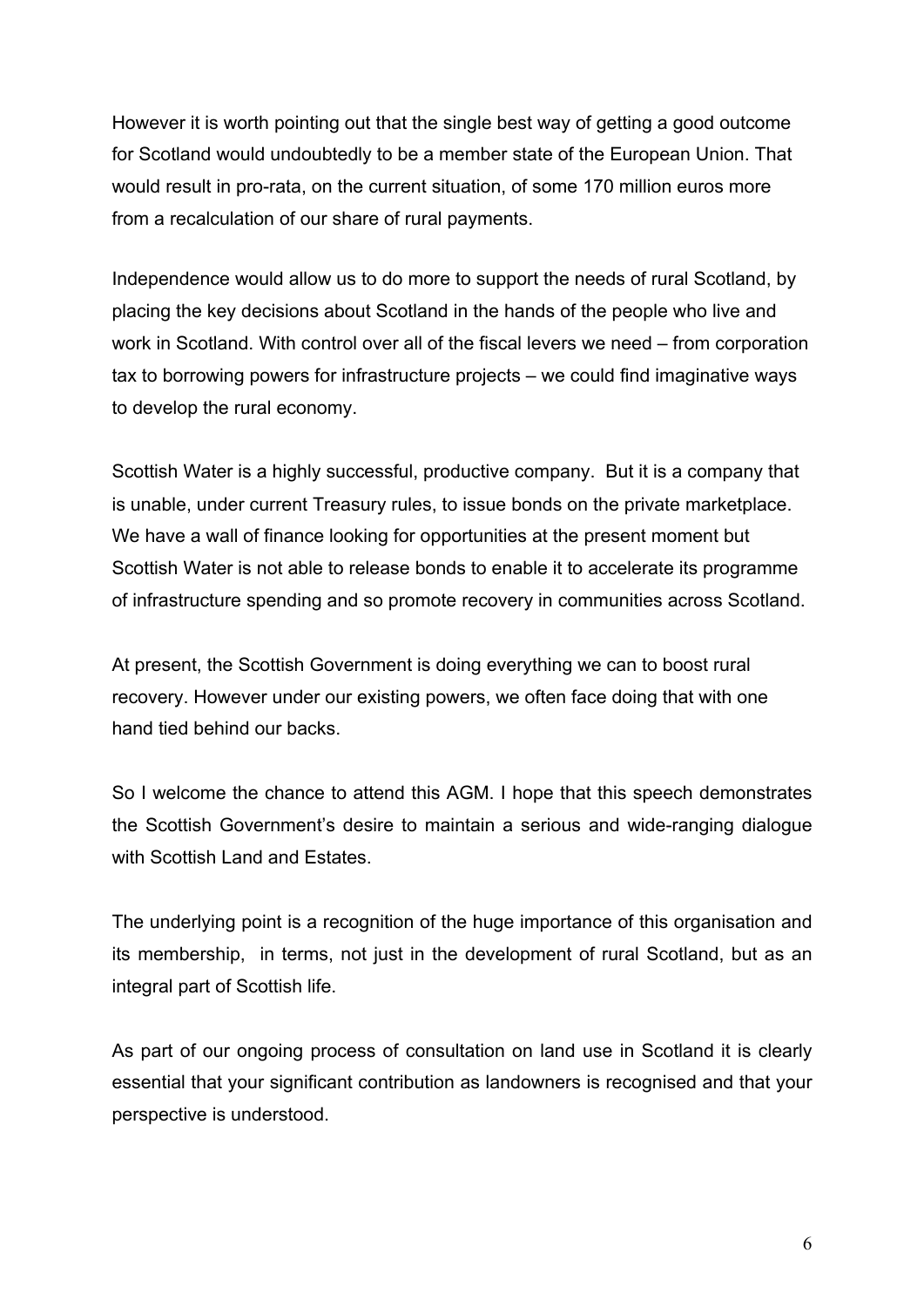However it is worth pointing out that the single best way of getting a good outcome for Scotland would undoubtedly to be a member state of the European Union. That would result in pro-rata, on the current situation, of some 170 million euros more from a recalculation of our share of rural payments.

Independence would allow us to do more to support the needs of rural Scotland, by placing the key decisions about Scotland in the hands of the people who live and work in Scotland. With control over all of the fiscal levers we need – from corporation tax to borrowing powers for infrastructure projects – we could find imaginative ways to develop the rural economy.

Scottish Water is a highly successful, productive company. But it is a company that is unable, under current Treasury rules, to issue bonds on the private marketplace. We have a wall of finance looking for opportunities at the present moment but Scottish Water is not able to release bonds to enable it to accelerate its programme of infrastructure spending and so promote recovery in communities across Scotland.

At present, the Scottish Government is doing everything we can to boost rural recovery. However under our existing powers, we often face doing that with one hand tied behind our backs.

So I welcome the chance to attend this AGM. I hope that this speech demonstrates the Scottish Government's desire to maintain a serious and wide-ranging dialogue with Scottish Land and Estates.

The underlying point is a recognition of the huge importance of this organisation and its membership, in terms, not just in the development of rural Scotland, but as an integral part of Scottish life.

As part of our ongoing process of consultation on land use in Scotland it is clearly essential that your significant contribution as landowners is recognised and that your perspective is understood.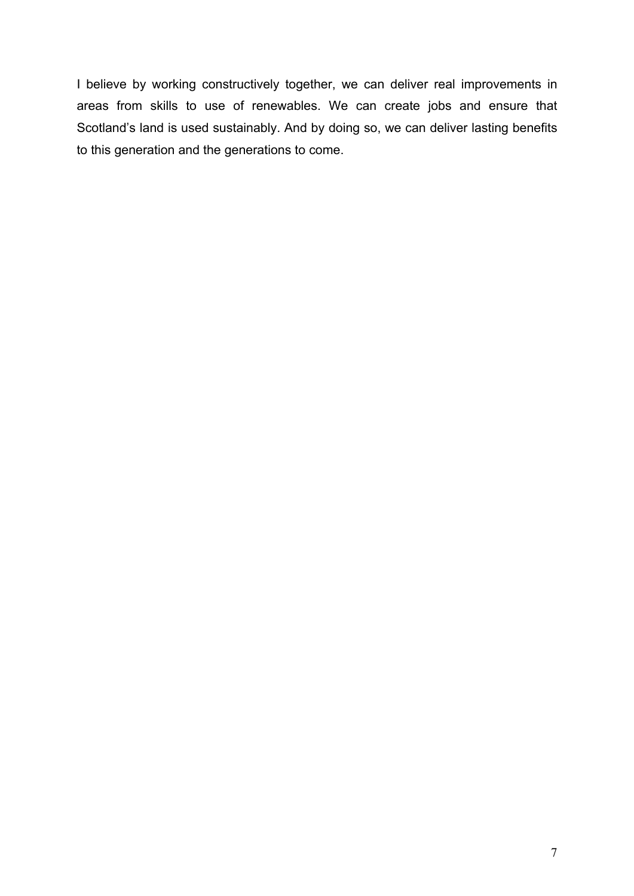I believe by working constructively together, we can deliver real improvements in areas from skills to use of renewables. We can create jobs and ensure that Scotland's land is used sustainably. And by doing so, we can deliver lasting benefits to this generation and the generations to come.